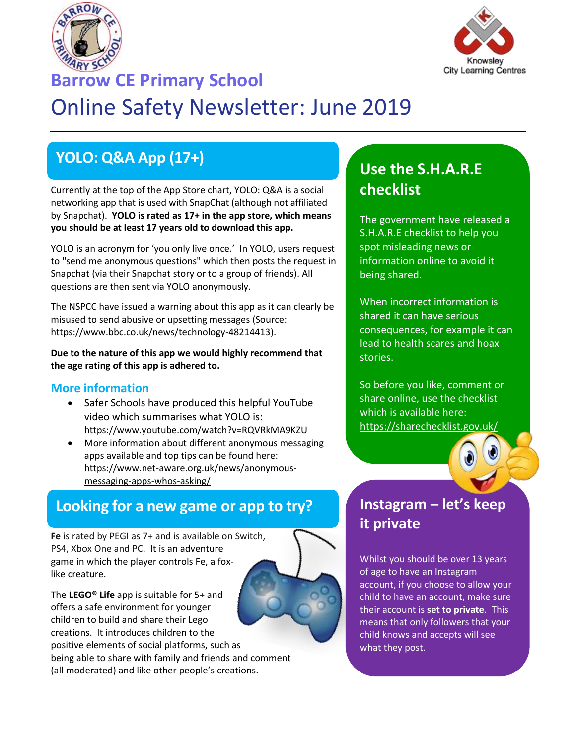# Barrow CE Primary School

# Online Safety Newsletter: June 2019

## YOLO: Q&A App (17+)

Currently at the top of the App Store chart, YOLO: Q&A is a social networking app that is used with SnapChat (although not affiliated by Snapchat). **YOLO is rated as 17+ in the app store, which means you should be at least 17 years old to download this app.**

YOLO is an acronym for 'you only live once.' In YOLO, users request to "send me anonymous questions" which then posts the request in Snapchat (via their Snapchat story or to a group of friends). All questions are then sent via YOLO anonymously.

The NSPCC have issued a warning about this app as it can clearly be misused to send abusive or upsetting messages (Source: https://www.bbc.co.uk/news/technology-48214413).

**Due to the nature of this app we would highly recommend that the age rating of this app is adhered to.**

### More information

- Safer Schools have produced this helpful YouTube video which summarises what YOLO is: https://www.youtube.com/watch?v=RQVRkMA9KZU
- More information about different anonymous messaging apps available and top tips can be found here: https://www.net-aware.org.uk/news/anonymous-messaging-apps-whos-asking/

## Looking for a new game or app to try?

**Fe** is rated by PEGI as 7+ and is available on Switch, PS4, Xbox One and PC. It is an adventure game in which the player controls Fe, a fox-like creature.

The **LEGO® Life** app is suitable for 5+ and offers a safe environment for younger children to build and share their Lego creations. It introduces children to the positive elements of social platforms, such as being able to share with family and friends and comment (all moderated) and like other people's creations.

## Use the S.H.A.R.E checklist

The government have released a S.H.A.R.E checklist to help you spot misleading news or information online to avoid it being shared.

When incorrect information is shared it can have serious consequences, for example it can lead to health scares and hoax stories.

So before you like, comment or share online, use the checklist which is available here: https://sharechecklist.gov.uk/

## Instagram – let's keep it private

Whilst you should be over 13 years of age to have an Instagram account, if you choose to allow your child to have an account, make sure their account is **set to private**. This means that only followers that your child knows and accepts will see what they post.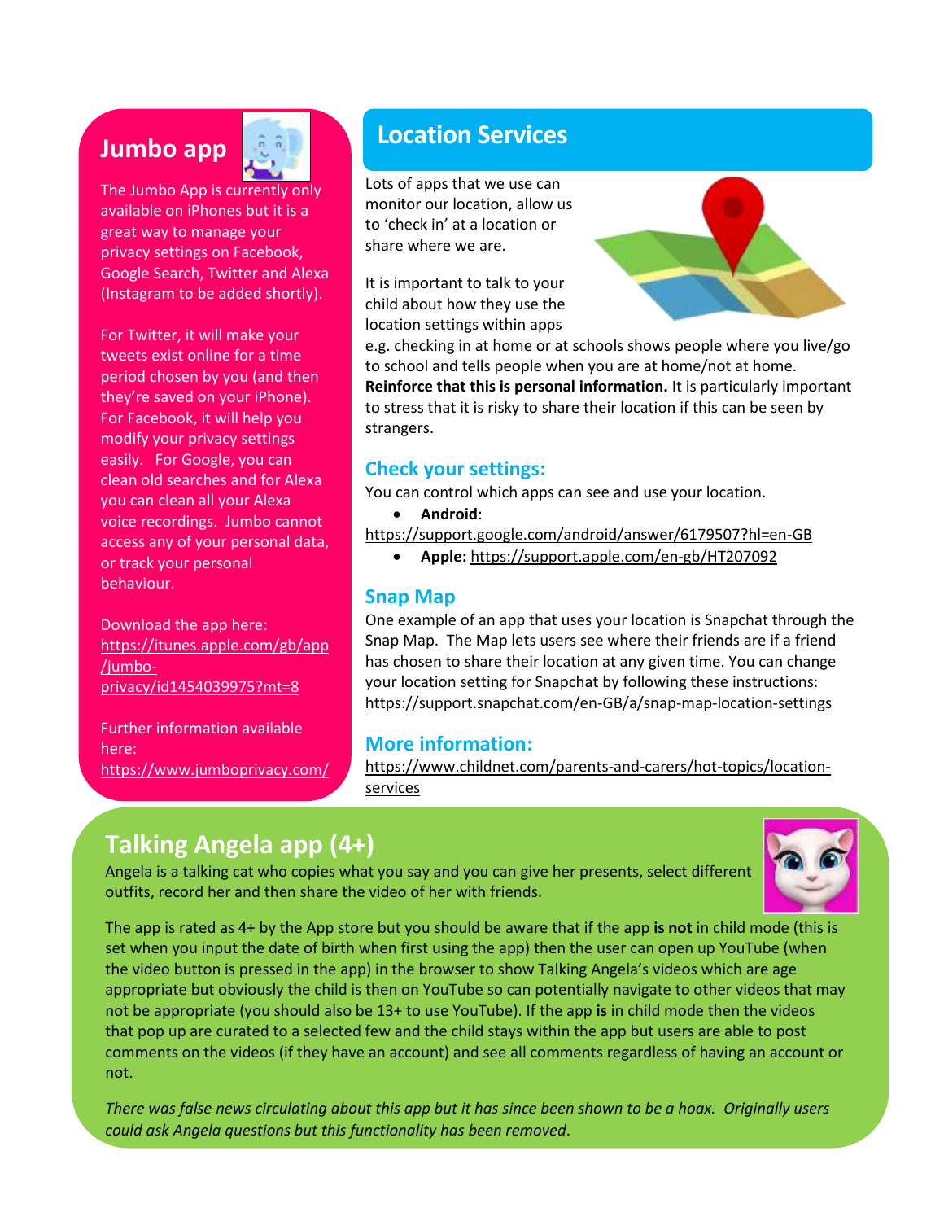## Jumbo app

The Jumbo App is currently only available on iPhones but it is a great way to manage your privacy settings on Facebook, Google Search, Twitter and Alexa (Instagram to be added shortly).

For Twitter, it will make your tweets exist online for a time period chosen by you (and then they're saved on your iPhone). For Facebook, it will help you modify your privacy settings easily. For Google, you can clean old searches and for Alexa you can clean all your Alexa voice recordings. Jumbo cannot access any of your personal data, or track your personal behaviour.

Download the app here: https://itunes.apple.com/gb/app/jumbo-privacy/id1454039975?mt=8

Further information available here: https://www.jumboprivacy.com/

## Location Services

Lots of apps that we use can monitor our location, allow us to 'check in' at a location or share where we are.

It is important to talk to your child about how they use the location settings within apps e.g. checking in at home or at schools shows people where you live/go to school and tells people when you are at home/not at home. **Reinforce that this is personal information.** It is particularly important to stress that it is risky to share their location if this can be seen by strangers.

### Check your settings:

You can control which apps can see and use your location.

- **Android**: https://support.google.com/android/answer/6179507?hl=en-GB
- **Apple:** https://support.apple.com/en-gb/HT207092

### Snap Map

One example of an app that uses your location is Snapchat through the Snap Map. The Map lets users see where their friends are if a friend has chosen to share their location at any given time. You can change your location setting for Snapchat by following these instructions: https://support.snapchat.com/en-GB/a/snap-map-location-settings

### More information:

https://www.childnet.com/parents-and-carers/hot-topics/location-services

## Talking Angela app (4+)

Angela is a talking cat who copies what you say and you can give her presents, select different outfits, record her and then share the video of her with friends.

The app is rated as 4+ by the App store but you should be aware that if the app **is not** in child mode (this is set when you input the date of birth when first using the app) then the user can open up YouTube (when the video button is pressed in the app) in the browser to show Talking Angela's videos which are age appropriate but obviously the child is then on YouTube so can potentially navigate to other videos that may not be appropriate (you should also be 13+ to use YouTube). If the app **is** in child mode then the videos that pop up are curated to a selected few and the child stays within the app but users are able to post comments on the videos (if they have an account) and see all comments regardless of having an account or not.

*There was false news circulating about this app but it has since been shown to be a hoax. Originally users could ask Angela questions but this functionality has been removed.*